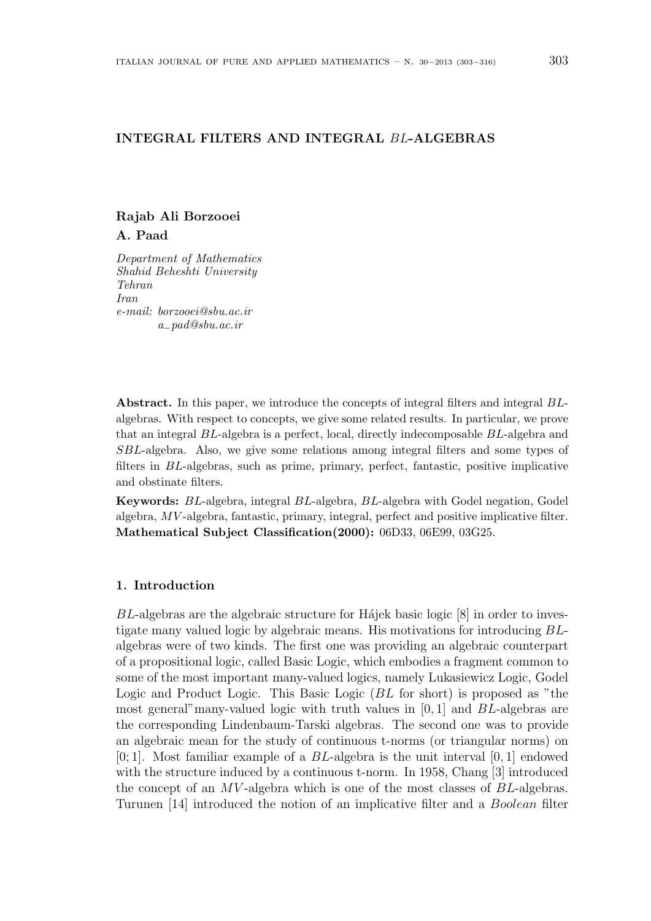# INTEGRAL FILTERS AND INTEGRAL $BL$-ALGEBRAS

**Rajab Ali Borzooei**
**A. Paad**

*Department of Mathematics*
*Shahid Beheshti University*
*Tehran*
*Iran*
*e-mail: borzooei@sbu.ac.ir*
*a_pad@sbu.ac.ir*

**Abstract.** In this paper, we introduce the concepts of integral filters and integral $BL$-algebras. With respect to concepts, we give some related results. In particular, we prove that an integral $BL$-algebra is a perfect, local, directly indecomposable $BL$-algebra and $SBL$-algebra. Also, we give some relations among integral filters and some types of filters in $BL$-algebras, such as prime, primary, perfect, fantastic, positive implicative and obstinate filters.

**Keywords:** $BL$-algebra, integral $BL$-algebra, $BL$-algebra with Godel negation, Godel algebra, $MV$-algebra, fantastic, primary, integral, perfect and positive implicative filter.
**Mathematical Subject Classification(2000):** 06D33, 06E99, 03G25.

## 1. Introduction

$BL$-algebras are the algebraic structure for Hájek basic logic [8] in order to investigate many valued logic by algebraic means. His motivations for introducing $BL$-algebras were of two kinds. The first one was providing an algebraic counterpart of a propositional logic, called Basic Logic, which embodies a fragment common to some of the most important many-valued logics, namely Lukasiewicz Logic, Godel Logic and Product Logic. This Basic Logic ($BL$ for short) is proposed as "the most general"many-valued logic with truth values in $[0, 1]$ and $BL$-algebras are the corresponding Lindenbaum-Tarski algebras. The second one was to provide an algebraic mean for the study of continuous t-norms (or triangular norms) on $[0; 1]$. Most familiar example of a $BL$-algebra is the unit interval $[0, 1]$ endowed with the structure induced by a continuous t-norm. In 1958, Chang [3] introduced the concept of an $MV$-algebra which is one of the most classes of $BL$-algebras. Turunen [14] introduced the notion of an implicative filter and a *Boolean* filter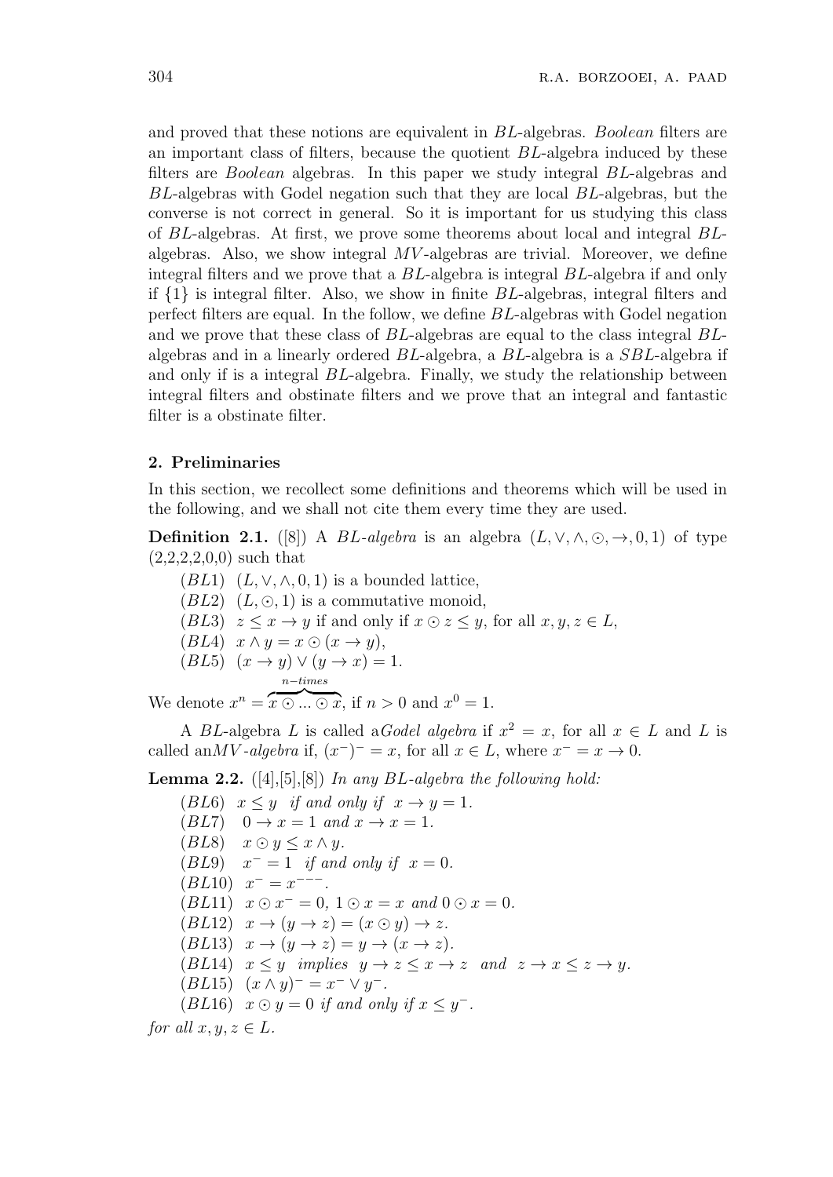and proved that these notions are equivalent in $BL$-algebras. *Boolean* filters are an important class of filters, because the quotient $BL$-algebra induced by these filters are *Boolean* algebras. In this paper we study integral $BL$-algebras and $BL$-algebras with Godel negation such that they are local $BL$-algebras, but the converse is not correct in general. So it is important for us studying this class of $BL$-algebras. At first, we prove some theorems about local and integral $BL$-algebras. Also, we show integral $MV$-algebras are trivial. Moreover, we define integral filters and we prove that a $BL$-algebra is integral $BL$-algebra if and only if $\{1\}$ is integral filter. Also, we show in finite $BL$-algebras, integral filters and perfect filters are equal. In the follow, we define $BL$-algebras with Godel negation and we prove that these class of $BL$-algebras are equal to the class integral $BL$-algebras and in a linearly ordered $BL$-algebra, a $BL$-algebra is a $SBL$-algebra if and only if is a integral $BL$-algebra. Finally, we study the relationship between integral filters and obstinate filters and we prove that an integral and fantastic filter is a obstinate filter.

## 2. Preliminaries

In this section, we recollect some definitions and theorems which will be used in the following, and we shall not cite them every time they are used.

**Definition 2.1.** ([8]) A *$BL$-algebra* is an algebra $(L, \vee, \wedge, \odot, \rightarrow, 0, 1)$ of type (2,2,2,2,0,0) such that

- $(BL1)$ $(L, \vee, \wedge, 0, 1)$ is a bounded lattice,
- $(BL2)$ $(L, \odot, 1)$ is a commutative monoid,
- $(BL3)$ $z \leq x \rightarrow y$ if and only if $x \odot z \leq y$, for all $x, y, z \in L$,
- $(BL4)$ $x \wedge y = x \odot (x \rightarrow y)$,
- $(BL5)$ $(x \rightarrow y) \vee (y \rightarrow x) = 1$.

We denote $x^n = \overbrace{x \odot ... \odot x}^{n-times}$, if $n > 0$ and $x^0 = 1$.

A $BL$-algebra $L$ is called a*Godel algebra* if $x^2 = x$, for all $x \in L$ and $L$ is called an*$MV$-algebra* if, $(x^-)^- = x$, for all $x \in L$, where $x^- = x \rightarrow 0$.

**Lemma 2.2.** ([4],[5],[8]) *In any $BL$-algebra the following hold:*

- $(BL6)$ $x \leq y$ *if and only if* $x \rightarrow y = 1$.
- $(BL7)$ $0 \rightarrow x = 1$ *and* $x \rightarrow x = 1$.
- $(BL8)$ $x \odot y \leq x \wedge y$.
- $(BL9)$ $x^- = 1$ *if and only if* $x = 0$.
- $(BL10)$ $x^- = x^{---}$.
- $(BL11)$ $x \odot x^- = 0$, $1 \odot x = x$ *and* $0 \odot x = 0$.
- $(BL12)$ $x \rightarrow (y \rightarrow z) = (x \odot y) \rightarrow z$.
- $(BL13)$ $x \rightarrow (y \rightarrow z) = y \rightarrow (x \rightarrow z)$.
- $(BL14)$ $x \leq y$ *implies* $y \rightarrow z \leq x \rightarrow z$ *and* $z \rightarrow x \leq z \rightarrow y$.
- $(BL15)$ $(x \wedge y)^- = x^- \vee y^-$.
- $(BL16)$ $x \odot y = 0$ *if and only if* $x \leq y^-$.

*for all $x, y, z \in L$.*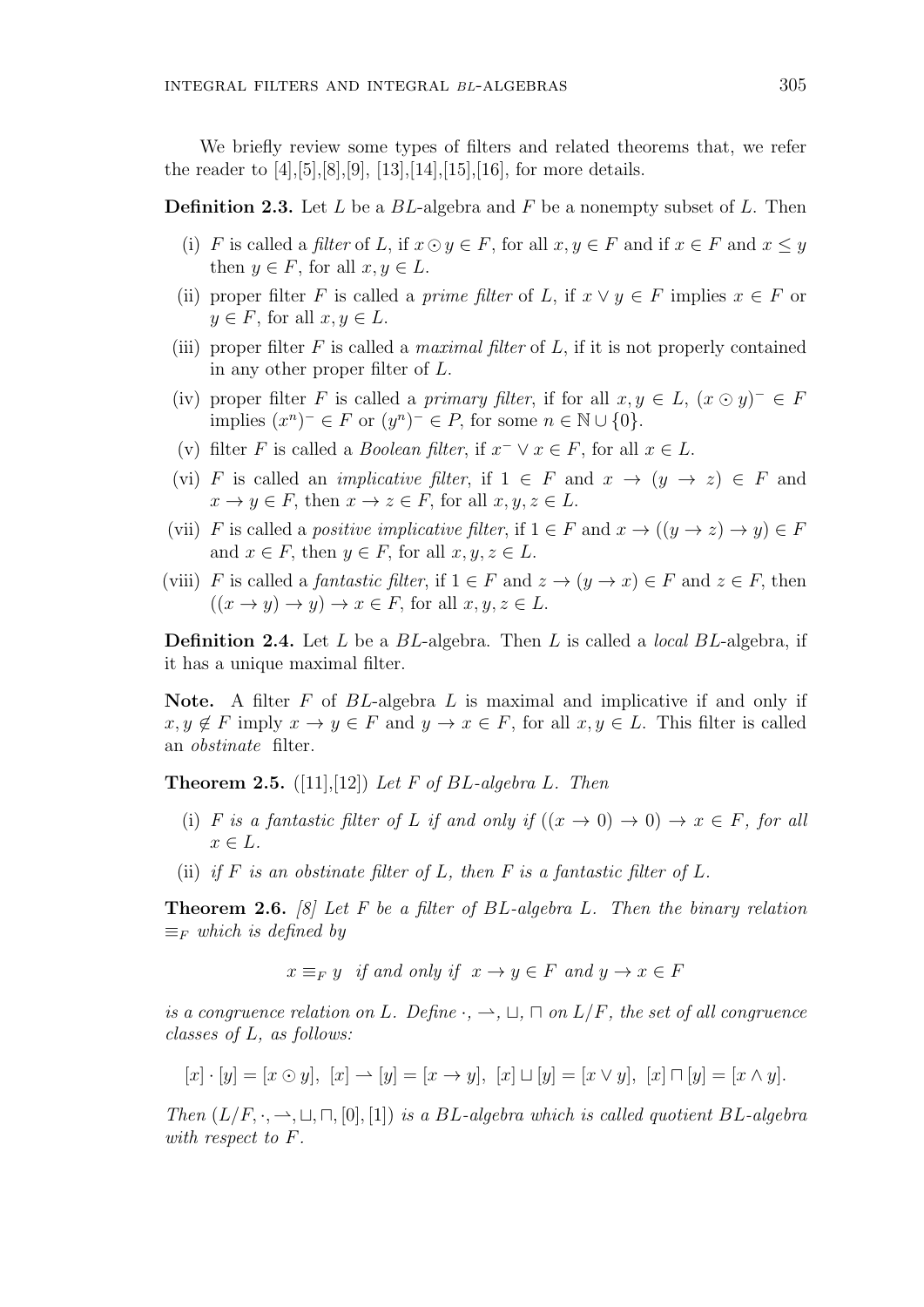We briefly review some types of filters and related theorems that, we refer the reader to [4],[5],[8],[9], [13],[14],[15],[16], for more details.

**Definition 2.3.** Let $L$ be a $BL$-algebra and $F$ be a nonempty subset of $L$. Then

(i) $F$ is called a *filter* of $L$, if $x \odot y \in F$, for all $x, y \in F$ and if $x \in F$ and $x \leq y$ then $y \in F$, for all $x, y \in L$.

(ii) proper filter $F$ is called a *prime filter* of $L$, if $x \vee y \in F$ implies $x \in F$ or $y \in F$, for all $x, y \in L$.

(iii) proper filter $F$ is called a *maximal filter* of $L$, if it is not properly contained in any other proper filter of $L$.

(iv) proper filter $F$ is called a *primary filter*, if for all $x, y \in L$, $(x \odot y)^- \in F$ implies $(x^n)^- \in F$ or $(y^n)^- \in P$, for some $n \in \mathbb{N} \cup \{0\}$.

(v) filter $F$ is called a *Boolean filter*, if $x^- \vee x \in F$, for all $x \in L$.

(vi) $F$ is called an *implicative filter*, if $1 \in F$ and $x \to (y \to z) \in F$ and $x \to y \in F$, then $x \to z \in F$, for all $x, y, z \in L$.

(vii) $F$ is called a *positive implicative filter*, if $1 \in F$ and $x \to ((y \to z) \to y) \in F$ and $x \in F$, then $y \in F$, for all $x, y, z \in L$.

(viii) $F$ is called a *fantastic filter*, if $1 \in F$ and $z \to (y \to x) \in F$ and $z \in F$, then $((x \to y) \to y) \to x \in F$, for all $x, y, z \in L$.

**Definition 2.4.** Let $L$ be a $BL$-algebra. Then $L$ is called a *local* $BL$-algebra, if it has a unique maximal filter.

**Note.** A filter $F$ of $BL$-algebra $L$ is maximal and implicative if and only if $x, y \notin F$ imply $x \to y \in F$ and $y \to x \in F$, for all $x, y \in L$. This filter is called an *obstinate* filter.

**Theorem 2.5.** ([11],[12]) *Let $F$ of $BL$-algebra $L$. Then*

(i) *$F$ is a fantastic filter of $L$ if and only if $((x \to 0) \to 0) \to x \in F$, for all $x \in L$.*

(ii) *if $F$ is an obstinate filter of $L$, then $F$ is a fantastic filter of $L$.*

**Theorem 2.6.** *[8] Let $F$ be a filter of $BL$-algebra $L$. Then the binary relation $\equiv_F$ which is defined by*

$$x \equiv_F y \quad \text{if and only if} \quad x \to y \in F \text{ and } y \to x \in F$$

*is a congruence relation on $L$. Define $\cdot, \rightharpoonup, \sqcup, \sqcap$ on $L/F$, the set of all congruence classes of $L$, as follows:*

$$[x] \cdot [y] = [x \odot y], \; [x] \rightharpoonup [y] = [x \to y], \; [x] \sqcup [y] = [x \vee y], \; [x] \sqcap [y] = [x \wedge y].$$

*Then $(L/F, \cdot, \rightharpoonup, \sqcup, \sqcap, [0], [1])$ is a $BL$-algebra which is called quotient $BL$-algebra with respect to $F$.*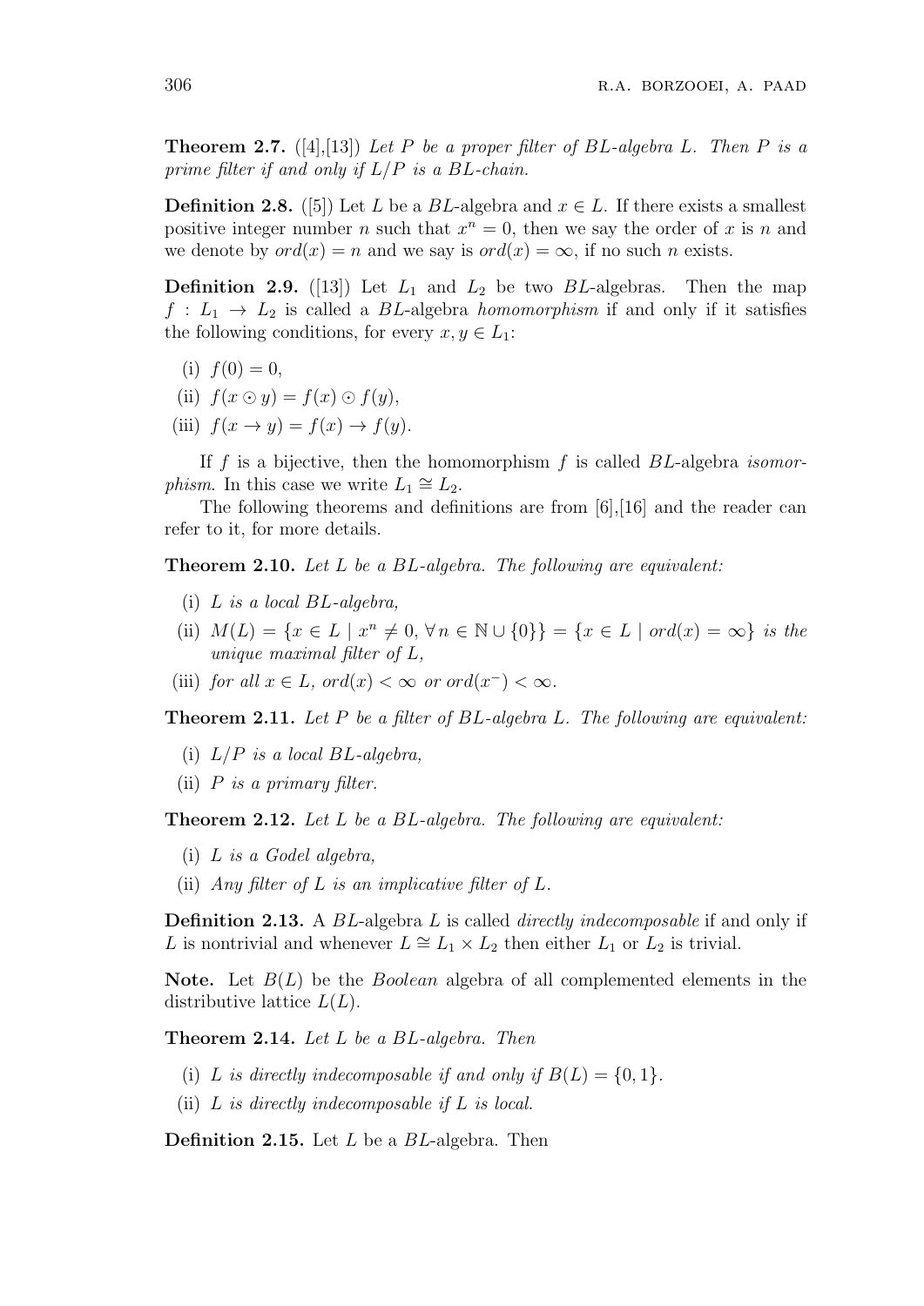**Theorem 2.7.** ([4],[13]) *Let $P$ be a proper filter of $BL$-algebra $L$. Then $P$ is a prime filter if and only if $L/P$ is a $BL$-chain.*

**Definition 2.8.** ([5]) Let $L$ be a $BL$-algebra and $x \in L$. If there exists a smallest positive integer number $n$ such that $x^n = 0$, then we say the order of $x$ is $n$ and we denote by $ord(x) = n$ and we say is $ord(x) = \infty$, if no such $n$ exists.

**Definition 2.9.** ([13]) Let $L_1$ and $L_2$ be two $BL$-algebras. Then the map $f : L_1 \to L_2$ is called a $BL$-algebra *homomorphism* if and only if it satisfies the following conditions, for every $x, y \in L_1$:

(i) $f(0) = 0$,

(ii) $f(x \odot y) = f(x) \odot f(y)$,

(iii) $f(x \to y) = f(x) \to f(y)$.

If $f$ is a bijective, then the homomorphism $f$ is called $BL$-algebra *isomorphism*. In this case we write $L_1 \cong L_2$.

The following theorems and definitions are from [6],[16] and the reader can refer to it, for more details.

**Theorem 2.10.** *Let $L$ be a $BL$-algebra. The following are equivalent:*

(i) *$L$ is a local $BL$-algebra,*

(ii) *$M(L) = \{x \in L \mid x^n \neq 0, \forall\, n \in \mathbb{N} \cup \{0\}\} = \{x \in L \mid ord(x) = \infty\}$ is the unique maximal filter of $L$,*

(iii) *for all $x \in L$, $ord(x) < \infty$ or $ord(x^-) < \infty$.*

**Theorem 2.11.** *Let $P$ be a filter of $BL$-algebra $L$. The following are equivalent:*

(i) *$L/P$ is a local $BL$-algebra,*

(ii) *$P$ is a primary filter.*

**Theorem 2.12.** *Let $L$ be a $BL$-algebra. The following are equivalent:*

(i) *$L$ is a Godel algebra,*

(ii) *Any filter of $L$ is an implicative filter of $L$.*

**Definition 2.13.** A $BL$-algebra $L$ is called *directly indecomposable* if and only if $L$ is nontrivial and whenever $L \cong L_1 \times L_2$ then either $L_1$ or $L_2$ is trivial.

**Note.** Let $B(L)$ be the *Boolean* algebra of all complemented elements in the distributive lattice $L(L)$.

**Theorem 2.14.** *Let $L$ be a $BL$-algebra. Then*

(i) *$L$ is directly indecomposable if and only if $B(L) = \{0, 1\}$.*

(ii) *$L$ is directly indecomposable if $L$ is local.*

**Definition 2.15.** Let $L$ be a $BL$-algebra. Then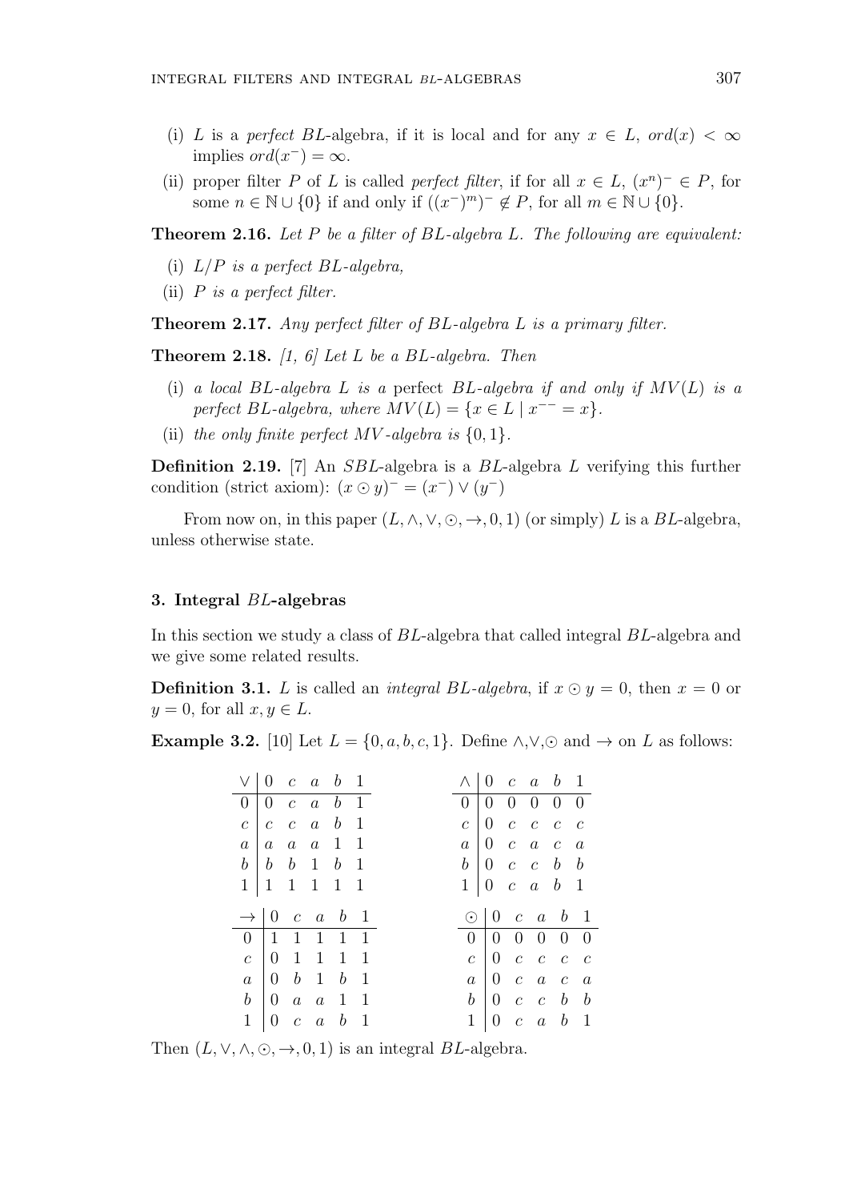(i) $L$ is a *perfect* $BL$-algebra, if it is local and for any $x \in L$, $ord(x) < \infty$ implies $ord(x^-) = \infty$.

(ii) proper filter $P$ of $L$ is called *perfect filter*, if for all $x \in L$, $(x^n)^- \in P$, for some $n \in \mathbb{N} \cup \{0\}$ if and only if $((x^-)^m)^- \notin P$, for all $m \in \mathbb{N} \cup \{0\}$.

**Theorem 2.16.** *Let $P$ be a filter of $BL$-algebra $L$. The following are equivalent:*

(i) *$L/P$ is a perfect $BL$-algebra,*

(ii) *$P$ is a perfect filter.*

**Theorem 2.17.** *Any perfect filter of $BL$-algebra $L$ is a primary filter.*

**Theorem 2.18.** *[1, 6] Let $L$ be a $BL$-algebra. Then*

(i) *a local $BL$-algebra $L$ is a* perfect *$BL$-algebra if and only if $MV(L)$ is a perfect $BL$-algebra, where $MV(L) = \{x \in L \mid x^{--} = x\}$.*

(ii) *the only finite perfect $MV$-algebra is $\{0, 1\}$.*

**Definition 2.19.** [7] An $SBL$-algebra is a $BL$-algebra $L$ verifying this further condition (strict axiom): $(x \odot y)^- = (x^-) \vee (y^-)$

From now on, in this paper $(L, \wedge, \vee, \odot, \rightarrow, 0, 1)$ (or simply) $L$ is a $BL$-algebra, unless otherwise state.

## 3. Integral $BL$-algebras

In this section we study a class of $BL$-algebra that called integral $BL$-algebra and we give some related results.

**Definition 3.1.** $L$ is called an *integral $BL$-algebra*, if $x \odot y = 0$, then $x = 0$ or $y = 0$, for all $x, y \in L$.

**Example 3.2.** [10] Let $L = \{0, a, b, c, 1\}$. Define $\wedge$,$\vee$,$\odot$ and $\rightarrow$ on $L$ as follows:

| $\vee$ | $0$ | $c$ | $a$ | $b$ | $1$ |
|---|---|---|---|---|---|
| $0$ | $0$ | $c$ | $a$ | $b$ | $1$ |
| $c$ | $c$ | $c$ | $a$ | $b$ | $1$ |
| $a$ | $a$ | $a$ | $a$ | $1$ | $1$ |
| $b$ | $b$ | $b$ | $1$ | $b$ | $1$ |
| $1$ | $1$ | $1$ | $1$ | $1$ | $1$ |

| $\wedge$ | $0$ | $c$ | $a$ | $b$ | $1$ |
|---|---|---|---|---|---|
| $0$ | $0$ | $0$ | $0$ | $0$ | $0$ |
| $c$ | $0$ | $c$ | $c$ | $c$ | $c$ |
| $a$ | $0$ | $c$ | $a$ | $c$ | $a$ |
| $b$ | $0$ | $c$ | $c$ | $b$ | $b$ |
| $1$ | $0$ | $c$ | $a$ | $b$ | $1$ |

| $\rightarrow$ | $0$ | $c$ | $a$ | $b$ | $1$ |
|---|---|---|---|---|---|
| $0$ | $1$ | $1$ | $1$ | $1$ | $1$ |
| $c$ | $0$ | $1$ | $1$ | $1$ | $1$ |
| $a$ | $0$ | $b$ | $1$ | $b$ | $1$ |
| $b$ | $0$ | $a$ | $a$ | $1$ | $1$ |
| $1$ | $0$ | $c$ | $a$ | $b$ | $1$ |

| $\odot$ | $0$ | $c$ | $a$ | $b$ | $1$ |
|---|---|---|---|---|---|
| $0$ | $0$ | $0$ | $0$ | $0$ | $0$ |
| $c$ | $0$ | $c$ | $c$ | $c$ | $c$ |
| $a$ | $0$ | $c$ | $a$ | $c$ | $a$ |
| $b$ | $0$ | $c$ | $c$ | $b$ | $b$ |
| $1$ | $0$ | $c$ | $a$ | $b$ | $1$ |

Then $(L, \vee, \wedge, \odot, \rightarrow, 0, 1)$ is an integral $BL$-algebra.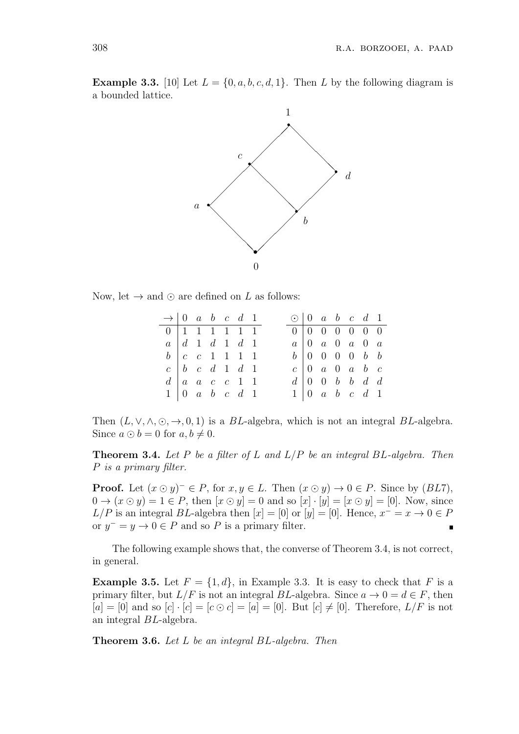**Example 3.3.** [10] Let $L = \{0, a, b, c, d, 1\}$. Then $L$ by the following diagram is a bounded lattice.

Now, let $\to$ and $\odot$ are defined on $L$ as follows:

| $\to$ | 0 | $a$ | $b$ | $c$ | $d$ | 1 |
|---|---|---|---|---|---|---|
| 0 | 1 | 1 | 1 | 1 | 1 | 1 |
| $a$ | $d$ | 1 | $d$ | 1 | $d$ | 1 |
| $b$ | $c$ | $c$ | 1 | 1 | 1 | 1 |
| $c$ | $b$ | $c$ | $d$ | 1 | $d$ | 1 |
| $d$ | $a$ | $a$ | $c$ | $c$ | 1 | 1 |
| 1 | 0 | $a$ | $b$ | $c$ | $d$ | 1 |

| $\odot$ | 0 | $a$ | $b$ | $c$ | $d$ | 1 |
|---|---|---|---|---|---|---|
| 0 | 0 | 0 | 0 | 0 | 0 | 0 |
| $a$ | 0 | $a$ | 0 | $a$ | 0 | $a$ |
| $b$ | 0 | 0 | 0 | 0 | $b$ | $b$ |
| $c$ | 0 | $a$ | 0 | $a$ | $b$ | $c$ |
| $d$ | 0 | 0 | $b$ | $b$ | $d$ | $d$ |
| 1 | 0 | $a$ | $b$ | $c$ | $d$ | 1 |

Then $(L, \vee, \wedge, \odot, \to, 0, 1)$ is a $BL$-algebra, which is not an integral $BL$-algebra. Since $a \odot b = 0$ for $a, b \neq 0$.

**Theorem 3.4.** *Let $P$ be a filter of $L$ and $L/P$ be an integral $BL$-algebra. Then $P$ is a primary filter.*

**Proof.** Let $(x \odot y)^- \in P$, for $x, y \in L$. Then $(x \odot y) \to 0 \in P$. Since by $(BL7)$, $0 \to (x \odot y) = 1 \in P$, then $[x \odot y] = 0$ and so $[x] \cdot [y] = [x \odot y] = [0]$. Now, since $L/P$ is an integral $BL$-algebra then $[x] = [0]$ or $[y] = [0]$. Hence, $x^- = x \to 0 \in P$ or $y^- = y \to 0 \in P$ and so $P$ is a primary filter. ∎

The following example shows that, the converse of Theorem 3.4, is not correct, in general.

**Example 3.5.** Let $F = \{1, d\}$, in Example 3.3. It is easy to check that $F$ is a primary filter, but $L/F$ is not an integral $BL$-algebra. Since $a \to 0 = d \in F$, then $[a] = [0]$ and so $[c] \cdot [c] = [c \odot c] = [a] = [0]$. But $[c] \neq [0]$. Therefore, $L/F$ is not an integral $BL$-algebra.

**Theorem 3.6.** *Let $L$ be an integral $BL$-algebra. Then*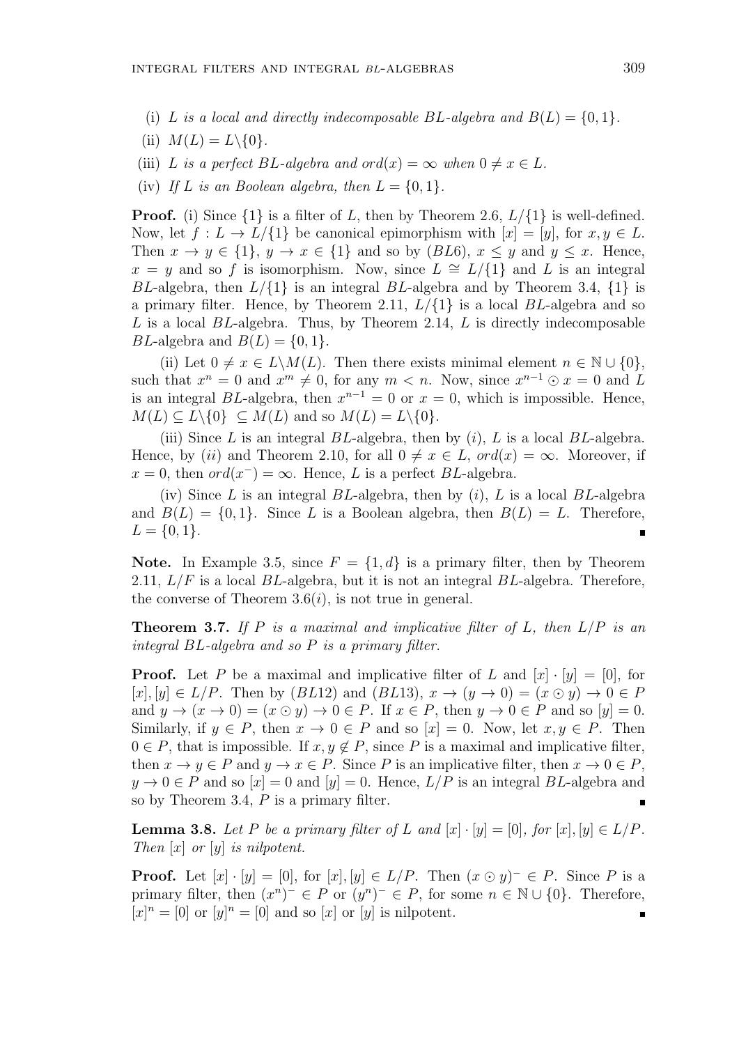(i) *$L$ is a local and directly indecomposable $BL$-algebra and $B(L) = \{0, 1\}$.*

(ii) *$M(L) = L \backslash \{0\}$.*

(iii) *$L$ is a perfect $BL$-algebra and $ord(x) = \infty$ when $0 \neq x \in L$.*

(iv) *If $L$ is an Boolean algebra, then $L = \{0, 1\}$.*

**Proof.** (i) Since $\{1\}$ is a filter of $L$, then by Theorem 2.6, $L/\{1\}$ is well-defined. Now, let $f : L \to L/\{1\}$ be canonical epimorphism with $[x] = [y]$, for $x, y \in L$. Then $x \to y \in \{1\}$, $y \to x \in \{1\}$ and so by $(BL6)$, $x \leq y$ and $y \leq x$. Hence, $x = y$ and so $f$ is isomorphism. Now, since $L \cong L/\{1\}$ and $L$ is an integral $BL$-algebra, then $L/\{1\}$ is an integral $BL$-algebra and by Theorem 3.4, $\{1\}$ is a primary filter. Hence, by Theorem 2.11, $L/\{1\}$ is a local $BL$-algebra and so $L$ is a local $BL$-algebra. Thus, by Theorem 2.14, $L$ is directly indecomposable $BL$-algebra and $B(L) = \{0, 1\}$.

(ii) Let $0 \neq x \in L \backslash M(L)$. Then there exists minimal element $n \in \mathbb{N} \cup \{0\}$, such that $x^n = 0$ and $x^m \neq 0$, for any $m < n$. Now, since $x^{n-1} \odot x = 0$ and $L$ is an integral $BL$-algebra, then $x^{n-1} = 0$ or $x = 0$, which is impossible. Hence, $M(L) \subseteq L \backslash \{0\} \ \subseteq M(L)$ and so $M(L) = L \backslash \{0\}$.

(iii) Since $L$ is an integral $BL$-algebra, then by $(i)$, $L$ is a local $BL$-algebra. Hence, by $(ii)$ and Theorem 2.10, for all $0 \neq x \in L$, $ord(x) = \infty$. Moreover, if $x = 0$, then $ord(x^-) = \infty$. Hence, $L$ is a perfect $BL$-algebra.

(iv) Since $L$ is an integral $BL$-algebra, then by $(i)$, $L$ is a local $BL$-algebra and $B(L) = \{0, 1\}$. Since $L$ is a Boolean algebra, then $B(L) = L$. Therefore, $L = \{0, 1\}$. ∎

**Note.** In Example 3.5, since $F = \{1, d\}$ is a primary filter, then by Theorem 2.11, $L/F$ is a local $BL$-algebra, but it is not an integral $BL$-algebra. Therefore, the converse of Theorem 3.6$(i)$, is not true in general.

**Theorem 3.7.** *If $P$ is a maximal and implicative filter of $L$, then $L/P$ is an integral $BL$-algebra and so $P$ is a primary filter.*

**Proof.** Let $P$ be a maximal and implicative filter of $L$ and $[x] \cdot [y] = [0]$, for $[x], [y] \in L/P$. Then by $(BL12)$ and $(BL13)$, $x \to (y \to 0) = (x \odot y) \to 0 \in P$ and $y \to (x \to 0) = (x \odot y) \to 0 \in P$. If $x \in P$, then $y \to 0 \in P$ and so $[y] = 0$. Similarly, if $y \in P$, then $x \to 0 \in P$ and so $[x] = 0$. Now, let $x, y \in P$. Then $0 \in P$, that is impossible. If $x, y \notin P$, since $P$ is a maximal and implicative filter, then $x \to y \in P$ and $y \to x \in P$. Since $P$ is an implicative filter, then $x \to 0 \in P$, $y \to 0 \in P$ and so $[x] = 0$ and $[y] = 0$. Hence, $L/P$ is an integral $BL$-algebra and so by Theorem 3.4, $P$ is a primary filter. ∎

**Lemma 3.8.** *Let $P$ be a primary filter of $L$ and $[x] \cdot [y] = [0]$, for $[x], [y] \in L/P$. Then $[x]$ or $[y]$ is nilpotent.*

**Proof.** Let $[x] \cdot [y] = [0]$, for $[x], [y] \in L/P$. Then $(x \odot y)^- \in P$. Since $P$ is a primary filter, then $(x^n)^- \in P$ or $(y^n)^- \in P$, for some $n \in \mathbb{N} \cup \{0\}$. Therefore, $[x]^n = [0]$ or $[y]^n = [0]$ and so $[x]$ or $[y]$ is nilpotent. ∎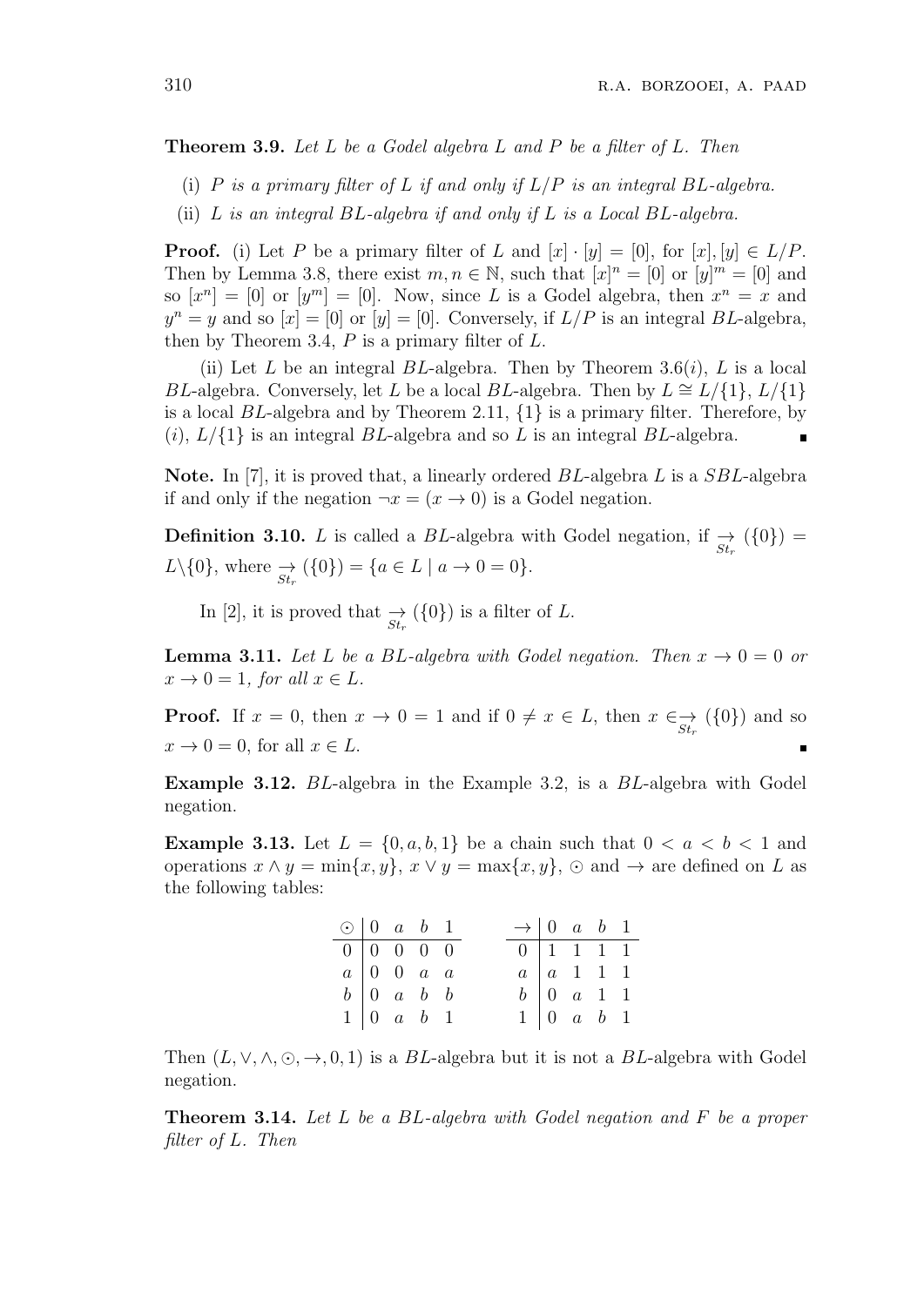**Theorem 3.9.** *Let $L$ be a Godel algebra $L$ and $P$ be a filter of $L$. Then*

(i) *$P$ is a primary filter of $L$ if and only if $L/P$ is an integral $BL$-algebra.*

(ii) *$L$ is an integral $BL$-algebra if and only if $L$ is a Local $BL$-algebra.*

**Proof.** (i) Let $P$ be a primary filter of $L$ and $[x] \cdot [y] = [0]$, for $[x], [y] \in L/P$. Then by Lemma 3.8, there exist $m, n \in \mathbb{N}$, such that $[x]^n = [0]$ or $[y]^m = [0]$ and so $[x^n] = [0]$ or $[y^m] = [0]$. Now, since $L$ is a Godel algebra, then $x^n = x$ and $y^n = y$ and so $[x] = [0]$ or $[y] = [0]$. Conversely, if $L/P$ is an integral $BL$-algebra, then by Theorem 3.4, $P$ is a primary filter of $L$.

(ii) Let $L$ be an integral $BL$-algebra. Then by Theorem 3.6($i$), $L$ is a local $BL$-algebra. Conversely, let $L$ be a local $BL$-algebra. Then by $L \cong L/\{1\}$, $L/\{1\}$ is a local $BL$-algebra and by Theorem 2.11, $\{1\}$ is a primary filter. Therefore, by ($i$), $L/\{1\}$ is an integral $BL$-algebra and so $L$ is an integral $BL$-algebra. ∎

**Note.** In [7], it is proved that, a linearly ordered $BL$-algebra $L$ is a $SBL$-algebra if and only if the negation $\neg x = (x \to 0)$ is a Godel negation.

**Definition 3.10.** $L$ is called a $BL$-algebra with Godel negation, if $\underset{St_r}{\to}(\{0\}) = L \backslash \{0\}$, where $\underset{St_r}{\to}(\{0\}) = \{a \in L \mid a \to 0 = 0\}$.

In [2], it is proved that $\underset{St_r}{\to}(\{0\})$ is a filter of $L$.

**Lemma 3.11.** *Let $L$ be a $BL$-algebra with Godel negation. Then $x \to 0 = 0$ or $x \to 0 = 1$, for all $x \in L$.*

**Proof.** If $x = 0$, then $x \to 0 = 1$ and if $0 \neq x \in L$, then $x \in \underset{St_r}{\to}(\{0\})$ and so $x \to 0 = 0$, for all $x \in L$. ∎

**Example 3.12.** $BL$-algebra in the Example 3.2, is a $BL$-algebra with Godel negation.

**Example 3.13.** Let $L = \{0, a, b, 1\}$ be a chain such that $0 < a < b < 1$ and operations $x \wedge y = \min\{x, y\}$, $x \vee y = \max\{x, y\}$, $\odot$ and $\to$ are defined on $L$ as the following tables:

| $\odot$ | $0$ | $a$ | $b$ | $1$ |
|---|---|---|---|---|
| $0$ | $0$ | $0$ | $0$ | $0$ |
| $a$ | $0$ | $0$ | $a$ | $a$ |
| $b$ | $0$ | $a$ | $b$ | $b$ |
| $1$ | $0$ | $a$ | $b$ | $1$ |

| $\to$ | $0$ | $a$ | $b$ | $1$ |
|---|---|---|---|---|
| $0$ | $1$ | $1$ | $1$ | $1$ |
| $a$ | $a$ | $1$ | $1$ | $1$ |
| $b$ | $0$ | $a$ | $1$ | $1$ |
| $1$ | $0$ | $a$ | $b$ | $1$ |

Then $(L, \vee, \wedge, \odot, \to, 0, 1)$ is a $BL$-algebra but it is not a $BL$-algebra with Godel negation.

**Theorem 3.14.** *Let $L$ be a $BL$-algebra with Godel negation and $F$ be a proper filter of $L$. Then*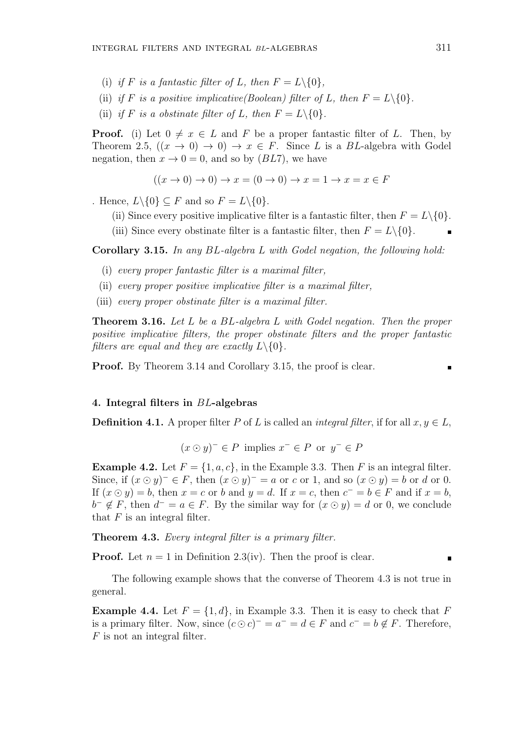(i) *if $F$ is a fantastic filter of $L$, then $F = L\backslash\{0\}$,*

(ii) *if $F$ is a positive implicative(Boolean) filter of $L$, then $F = L\backslash\{0\}$.*

(ii) *if $F$ is a obstinate filter of $L$, then $F = L\backslash\{0\}$.*

**Proof.** (i) Let $0 \neq x \in L$ and $F$ be a proper fantastic filter of $L$. Then, by Theorem 2.5, $((x \to 0) \to 0) \to x \in F$. Since $L$ is a $BL$-algebra with Godel negation, then $x \to 0 = 0$, and so by $(BL7)$, we have

$$((x \to 0) \to 0) \to x = (0 \to 0) \to x = 1 \to x = x \in F$$

. Hence, $L\backslash\{0\} \subseteq F$ and so $F = L\backslash\{0\}$.

(ii) Since every positive implicative filter is a fantastic filter, then $F = L\backslash\{0\}$.

(iii) Since every obstinate filter is a fantastic filter, then $F = L\backslash\{0\}$. ∎

**Corollary 3.15.** *In any $BL$-algebra $L$ with Godel negation, the following hold:*

(i) *every proper fantastic filter is a maximal filter,*

(ii) *every proper positive implicative filter is a maximal filter,*

(iii) *every proper obstinate filter is a maximal filter.*

**Theorem 3.16.** *Let $L$ be a $BL$-algebra $L$ with Godel negation. Then the proper positive implicative filters, the proper obstinate filters and the proper fantastic filters are equal and they are exactly $L\backslash\{0\}$.*

**Proof.** By Theorem 3.14 and Corollary 3.15, the proof is clear. ∎

### 4. Integral filters in $BL$-algebras

**Definition 4.1.** A proper filter $P$ of $L$ is called an *integral filter*, if for all $x, y \in L$,

$$(x \odot y)^{-} \in P \text{ implies } x^{-} \in P \text{ or } y^{-} \in P$$

**Example 4.2.** Let $F = \{1, a, c\}$, in the Example 3.3. Then $F$ is an integral filter. Since, if $(x \odot y)^{-} \in F$, then $(x \odot y)^{-} = a$ or $c$ or 1, and so $(x \odot y) = b$ or $d$ or 0. If $(x \odot y) = b$, then $x = c$ or $b$ and $y = d$. If $x = c$, then $c^{-} = b \in F$ and if $x = b$, $b^{-} \notin F$, then $d^{-} = a \in F$. By the similar way for $(x \odot y) = d$ or 0, we conclude that $F$ is an integral filter.

**Theorem 4.3.** *Every integral filter is a primary filter.*

**Proof.** Let $n = 1$ in Definition 2.3(iv). Then the proof is clear. ∎

The following example shows that the converse of Theorem 4.3 is not true in general.

**Example 4.4.** Let $F = \{1, d\}$, in Example 3.3. Then it is easy to check that $F$ is a primary filter. Now, since $(c \odot c)^{-} = a^{-} = d \in F$ and $c^{-} = b \notin F$. Therefore, $F$ is not an integral filter.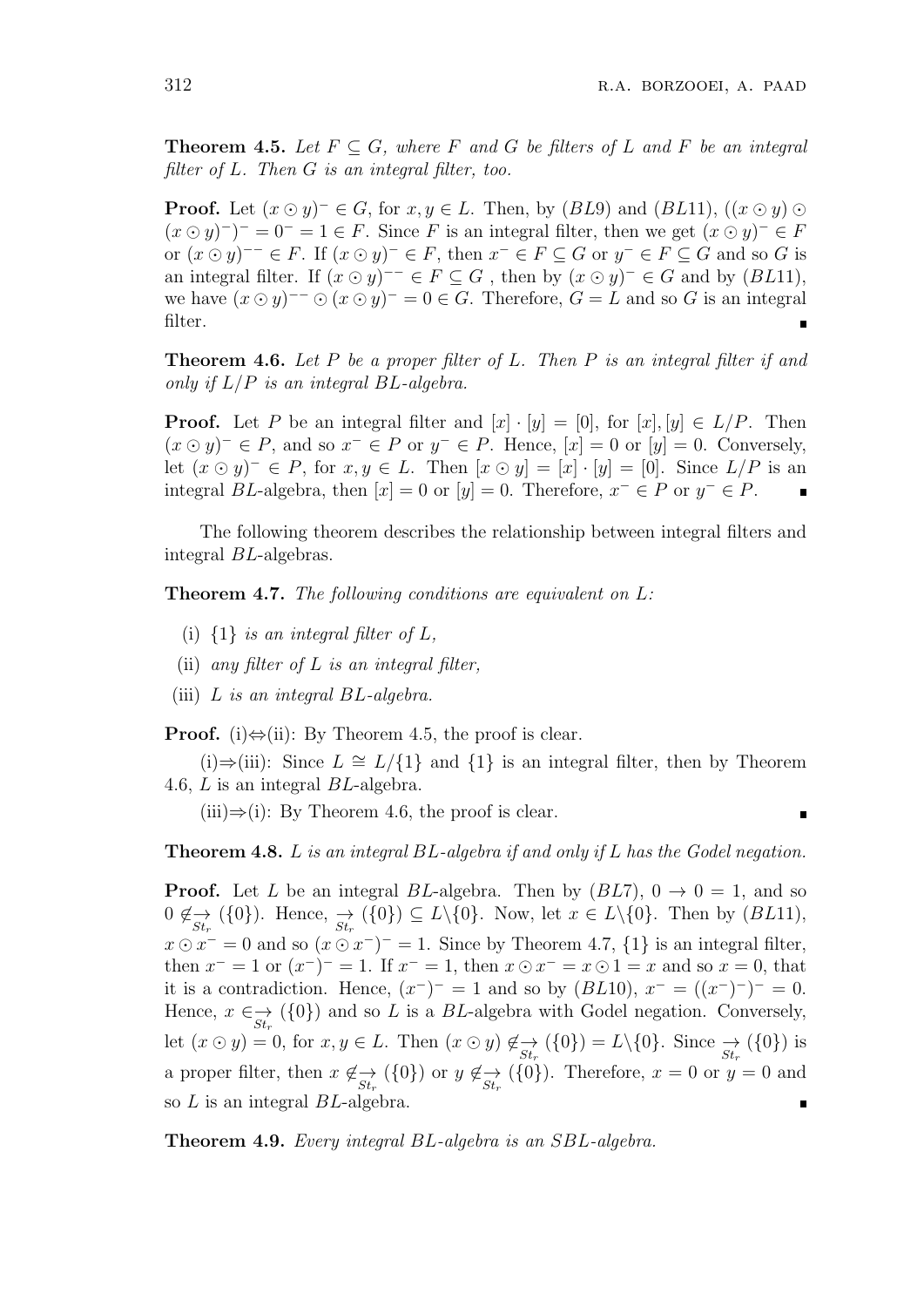**Theorem 4.5.** *Let $F \subseteq G$, where $F$ and $G$ be filters of $L$ and $F$ be an integral filter of $L$. Then $G$ is an integral filter, too.*

**Proof.** Let $(x \odot y)^- \in G$, for $x, y \in L$. Then, by $(BL9)$ and $(BL11)$, $((x \odot y) \odot (x \odot y)^-)^- = 0^- = 1 \in F$. Since $F$ is an integral filter, then we get $(x \odot y)^- \in F$ or $(x \odot y)^{--} \in F$. If $(x \odot y)^- \in F$, then $x^- \in F \subseteq G$ or $y^- \in F \subseteq G$ and so $G$ is an integral filter. If $(x \odot y)^{--} \in F \subseteq G$ , then by $(x \odot y)^- \in G$ and by $(BL11)$, we have $(x \odot y)^{--} \odot (x \odot y)^- = 0 \in G$. Therefore, $G = L$ and so $G$ is an integral filter. ∎

**Theorem 4.6.** *Let $P$ be a proper filter of $L$. Then $P$ is an integral filter if and only if $L/P$ is an integral $BL$-algebra.*

**Proof.** Let $P$ be an integral filter and $[x] \cdot [y] = [0]$, for $[x], [y] \in L/P$. Then $(x \odot y)^- \in P$, and so $x^- \in P$ or $y^- \in P$. Hence, $[x] = 0$ or $[y] = 0$. Conversely, let $(x \odot y)^- \in P$, for $x, y \in L$. Then $[x \odot y] = [x] \cdot [y] = [0]$. Since $L/P$ is an integral $BL$-algebra, then $[x] = 0$ or $[y] = 0$. Therefore, $x^- \in P$ or $y^- \in P$. ∎

The following theorem describes the relationship between integral filters and integral $BL$-algebras.

**Theorem 4.7.** *The following conditions are equivalent on $L$:*

(i) *$\{1\}$ is an integral filter of $L$,*

(ii) *any filter of $L$ is an integral filter,*

(iii) *$L$ is an integral $BL$-algebra.*

**Proof.** (i)⇔(ii): By Theorem 4.5, the proof is clear.

(i)⇒(iii): Since $L \cong L/\{1\}$ and $\{1\}$ is an integral filter, then by Theorem 4.6, $L$ is an integral $BL$-algebra.

(iii)⇒(i): By Theorem 4.6, the proof is clear. ∎

**Theorem 4.8.** *$L$ is an integral $BL$-algebra if and only if $L$ has the Godel negation.*

**Proof.** Let $L$ be an integral $BL$-algebra. Then by $(BL7)$, $0 \to 0 = 1$, and so $0 \notin_{\underset{St_r}{\to}} (\{0\})$. Hence, $\underset{St_r}{\to} (\{0\}) \subseteq L \backslash \{0\}$. Now, let $x \in L \backslash \{0\}$. Then by $(BL11)$, $x \odot x^- = 0$ and so $(x \odot x^-)^- = 1$. Since by Theorem 4.7, $\{1\}$ is an integral filter, then $x^- = 1$ or $(x^-)^- = 1$. If $x^- = 1$, then $x \odot x^- = x \odot 1 = x$ and so $x = 0$, that it is a contradiction. Hence, $(x^-)^- = 1$ and so by $(BL10)$, $x^- = ((x^-)^-)^- = 0$. Hence, $x \in_{\underset{St_r}{\to}} (\{0\})$ and so $L$ is a $BL$-algebra with Godel negation. Conversely, let $(x \odot y) = 0$, for $x, y \in L$. Then $(x \odot y) \notin_{\underset{St_r}{\to}} (\{0\}) = L \backslash \{0\}$. Since $\underset{St_r}{\to} (\{0\})$ is a proper filter, then $x \notin_{\underset{St_r}{\to}} (\{0\})$ or $y \notin_{\underset{St_r}{\to}} (\{0\})$. Therefore, $x = 0$ or $y = 0$ and so $L$ is an integral $BL$-algebra. ∎

**Theorem 4.9.** *Every integral $BL$-algebra is an $SBL$-algebra.*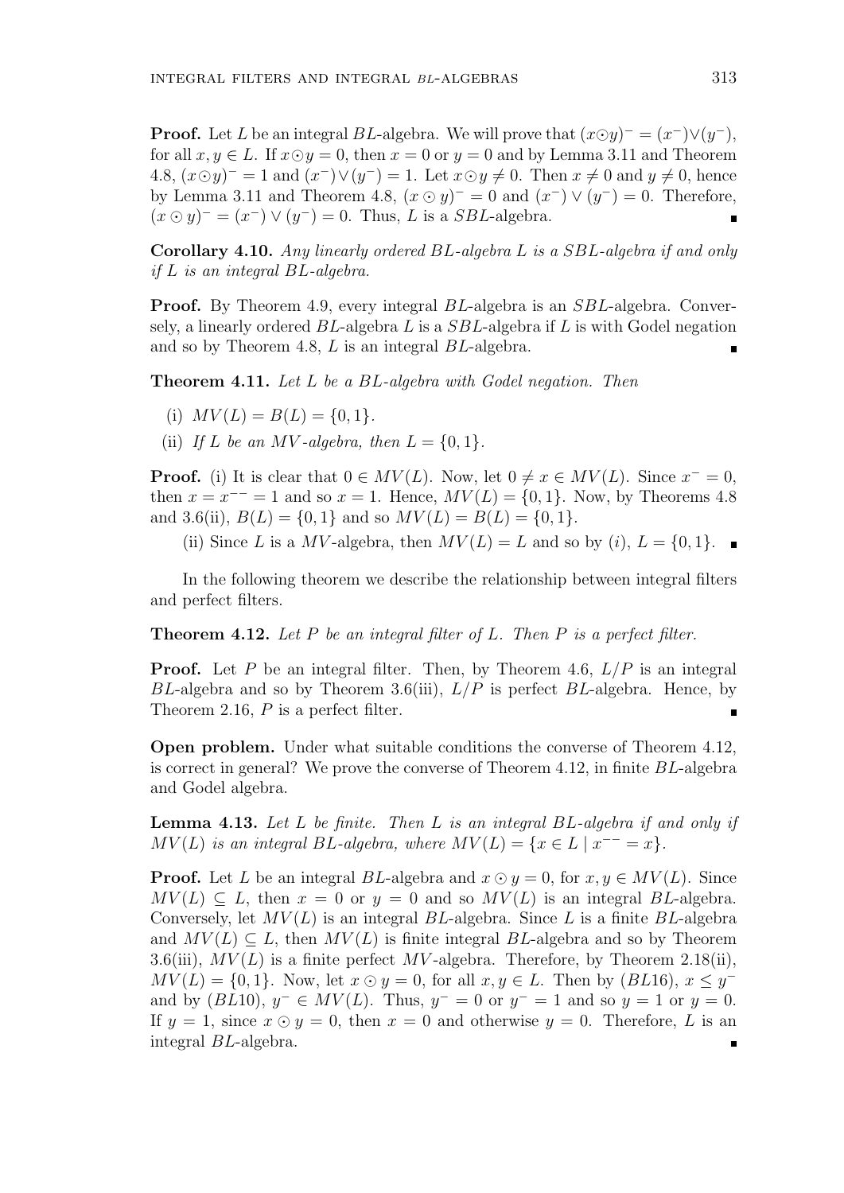**Proof.** Let $L$ be an integral $BL$-algebra. We will prove that $(x \odot y)^- = (x^-) \vee (y^-)$, for all $x, y \in L$. If $x \odot y = 0$, then $x = 0$ or $y = 0$ and by Lemma 3.11 and Theorem 4.8, $(x \odot y)^- = 1$ and $(x^-) \vee (y^-) = 1$. Let $x \odot y \neq 0$. Then $x \neq 0$ and $y \neq 0$, hence by Lemma 3.11 and Theorem 4.8, $(x \odot y)^- = 0$ and $(x^-) \vee (y^-) = 0$. Therefore, $(x \odot y)^- = (x^-) \vee (y^-) = 0$. Thus, $L$ is a $SBL$-algebra. ∎

**Corollary 4.10.** *Any linearly ordered $BL$-algebra $L$ is a $SBL$-algebra if and only if $L$ is an integral $BL$-algebra.*

**Proof.** By Theorem 4.9, every integral $BL$-algebra is an $SBL$-algebra. Conversely, a linearly ordered $BL$-algebra $L$ is a $SBL$-algebra if $L$ is with Godel negation and so by Theorem 4.8, $L$ is an integral $BL$-algebra. ∎

**Theorem 4.11.** *Let $L$ be a $BL$-algebra with Godel negation. Then*

- (i) $MV(L) = B(L) = \{0, 1\}$.
- (ii) *If $L$ be an $MV$-algebra, then $L = \{0, 1\}$.*

**Proof.** (i) It is clear that $0 \in MV(L)$. Now, let $0 \neq x \in MV(L)$. Since $x^- = 0$, then $x = x^{--} = 1$ and so $x = 1$. Hence, $MV(L) = \{0, 1\}$. Now, by Theorems 4.8 and 3.6(ii), $B(L) = \{0, 1\}$ and so $MV(L) = B(L) = \{0, 1\}$.

(ii) Since $L$ is a $MV$-algebra, then $MV(L) = L$ and so by $(i)$, $L = \{0, 1\}$. ∎

In the following theorem we describe the relationship between integral filters and perfect filters.

**Theorem 4.12.** *Let $P$ be an integral filter of $L$. Then $P$ is a perfect filter.*

**Proof.** Let $P$ be an integral filter. Then, by Theorem 4.6, $L/P$ is an integral $BL$-algebra and so by Theorem 3.6(iii), $L/P$ is perfect $BL$-algebra. Hence, by Theorem 2.16, $P$ is a perfect filter. ∎

**Open problem.** Under what suitable conditions the converse of Theorem 4.12, is correct in general? We prove the converse of Theorem 4.12, in finite $BL$-algebra and Godel algebra.

**Lemma 4.13.** *Let $L$ be finite. Then $L$ is an integral $BL$-algebra if and only if $MV(L)$ is an integral $BL$-algebra, where $MV(L) = \{x \in L \mid x^{--} = x\}$.*

**Proof.** Let $L$ be an integral $BL$-algebra and $x \odot y = 0$, for $x, y \in MV(L)$. Since $MV(L) \subseteq L$, then $x = 0$ or $y = 0$ and so $MV(L)$ is an integral $BL$-algebra. Conversely, let $MV(L)$ is an integral $BL$-algebra. Since $L$ is a finite $BL$-algebra and $MV(L) \subseteq L$, then $MV(L)$ is finite integral $BL$-algebra and so by Theorem 3.6(iii), $MV(L)$ is a finite perfect $MV$-algebra. Therefore, by Theorem 2.18(ii), $MV(L) = \{0, 1\}$. Now, let $x \odot y = 0$, for all $x, y \in L$. Then by $(BL16)$, $x \leq y^-$ and by $(BL10)$, $y^- \in MV(L)$. Thus, $y^- = 0$ or $y^- = 1$ and so $y = 1$ or $y = 0$. If $y = 1$, since $x \odot y = 0$, then $x = 0$ and otherwise $y = 0$. Therefore, $L$ is an integral $BL$-algebra. ∎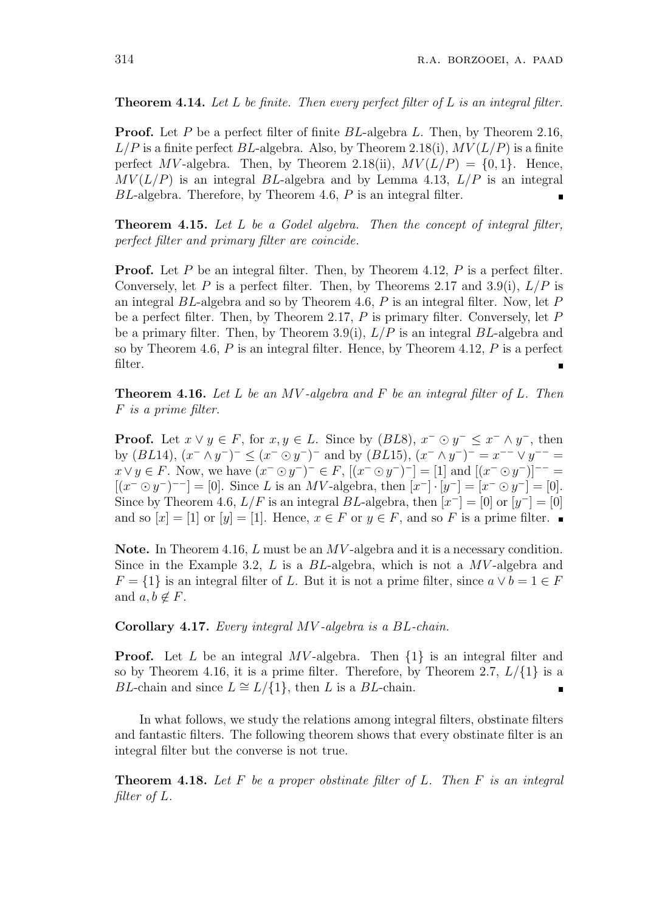**Theorem 4.14.** *Let $L$ be finite. Then every perfect filter of $L$ is an integral filter.*

**Proof.** Let $P$ be a perfect filter of finite $BL$-algebra $L$. Then, by Theorem 2.16, $L/P$ is a finite perfect $BL$-algebra. Also, by Theorem 2.18(i), $MV(L/P)$ is a finite perfect $MV$-algebra. Then, by Theorem 2.18(ii), $MV(L/P) = \{0, 1\}$. Hence, $MV(L/P)$ is an integral $BL$-algebra and by Lemma 4.13, $L/P$ is an integral $BL$-algebra. Therefore, by Theorem 4.6, $P$ is an integral filter. ∎

**Theorem 4.15.** *Let $L$ be a Godel algebra. Then the concept of integral filter, perfect filter and primary filter are coincide.*

**Proof.** Let $P$ be an integral filter. Then, by Theorem 4.12, $P$ is a perfect filter. Conversely, let $P$ is a perfect filter. Then, by Theorems 2.17 and 3.9(i), $L/P$ is an integral $BL$-algebra and so by Theorem 4.6, $P$ is an integral filter. Now, let $P$ be a perfect filter. Then, by Theorem 2.17, $P$ is primary filter. Conversely, let $P$ be a primary filter. Then, by Theorem 3.9(i), $L/P$ is an integral $BL$-algebra and so by Theorem 4.6, $P$ is an integral filter. Hence, by Theorem 4.12, $P$ is a perfect filter. ∎

**Theorem 4.16.** *Let $L$ be an $MV$-algebra and $F$ be an integral filter of $L$. Then $F$ is a prime filter.*

**Proof.** Let $x \vee y \in F$, for $x, y \in L$. Since by $(BL8)$, $x^- \odot y^- \leq x^- \wedge y^-$, then by $(BL14)$, $(x^- \wedge y^-)^- \leq (x^- \odot y^-)^-$ and by $(BL15)$, $(x^- \wedge y^-)^- = x^{--} \vee y^{--} = x \vee y \in F$. Now, we have $(x^- \odot y^-)^- \in F$, $[(x^- \odot y^-)^-] = [1]$ and $[(x^- \odot y^-)]^{--} = [(x^- \odot y^-)^{--}] = [0]$. Since $L$ is an $MV$-algebra, then $[x^-] \cdot [y^-] = [x^- \odot y^-] = [0]$. Since by Theorem 4.6, $L/F$ is an integral $BL$-algebra, then $[x^-] = [0]$ or $[y^-] = [0]$ and so $[x] = [1]$ or $[y] = [1]$. Hence, $x \in F$ or $y \in F$, and so $F$ is a prime filter. ∎

**Note.** In Theorem 4.16, $L$ must be an $MV$-algebra and it is a necessary condition. Since in the Example 3.2, $L$ is a $BL$-algebra, which is not a $MV$-algebra and $F = \{1\}$ is an integral filter of $L$. But it is not a prime filter, since $a \vee b = 1 \in F$ and $a, b \notin F$.

**Corollary 4.17.** *Every integral $MV$-algebra is a $BL$-chain.*

**Proof.** Let $L$ be an integral $MV$-algebra. Then $\{1\}$ is an integral filter and so by Theorem 4.16, it is a prime filter. Therefore, by Theorem 2.7, $L/\{1\}$ is a $BL$-chain and since $L \cong L/\{1\}$, then $L$ is a $BL$-chain. ∎

In what follows, we study the relations among integral filters, obstinate filters and fantastic filters. The following theorem shows that every obstinate filter is an integral filter but the converse is not true.

**Theorem 4.18.** *Let $F$ be a proper obstinate filter of $L$. Then $F$ is an integral filter of $L$.*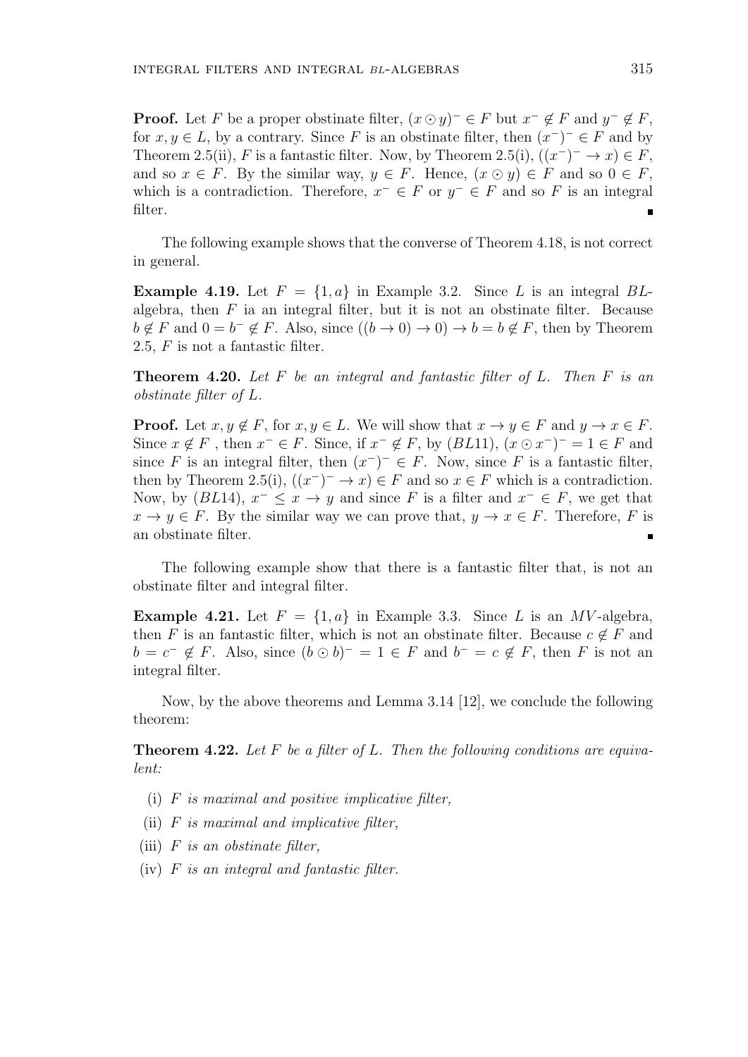**Proof.** Let $F$ be a proper obstinate filter, $(x \odot y)^- \in F$ but $x^- \notin F$ and $y^- \notin F$, for $x, y \in L$, by a contrary. Since $F$ is an obstinate filter, then $(x^-)^- \in F$ and by Theorem 2.5(ii), $F$ is a fantastic filter. Now, by Theorem 2.5(i), $((x^-)^- \to x) \in F$, and so $x \in F$. By the similar way, $y \in F$. Hence, $(x \odot y) \in F$ and so $0 \in F$, which is a contradiction. Therefore, $x^- \in F$ or $y^- \in F$ and so $F$ is an integral filter. ∎

The following example shows that the converse of Theorem 4.18, is not correct in general.

**Example 4.19.** Let $F = \{1, a\}$ in Example 3.2. Since $L$ is an integral $BL$-algebra, then $F$ ia an integral filter, but it is not an obstinate filter. Because $b \notin F$ and $0 = b^- \notin F$. Also, since $((b \to 0) \to 0) \to b = b \notin F$, then by Theorem 2.5, $F$ is not a fantastic filter.

**Theorem 4.20.** *Let $F$ be an integral and fantastic filter of $L$. Then $F$ is an obstinate filter of $L$.*

**Proof.** Let $x, y \notin F$, for $x, y \in L$. We will show that $x \to y \in F$ and $y \to x \in F$. Since $x \notin F$ , then $x^- \in F$. Since, if $x^- \notin F$, by $(BL11)$, $(x \odot x^-)^- = 1 \in F$ and since $F$ is an integral filter, then $(x^-)^- \in F$. Now, since $F$ is a fantastic filter, then by Theorem 2.5(i), $((x^-)^- \to x) \in F$ and so $x \in F$ which is a contradiction. Now, by $(BL14)$, $x^- \leq x \to y$ and since $F$ is a filter and $x^- \in F$, we get that $x \to y \in F$. By the similar way we can prove that, $y \to x \in F$. Therefore, $F$ is an obstinate filter. ∎

The following example show that there is a fantastic filter that, is not an obstinate filter and integral filter.

**Example 4.21.** Let $F = \{1, a\}$ in Example 3.3. Since $L$ is an $MV$-algebra, then $F$ is an fantastic filter, which is not an obstinate filter. Because $c \notin F$ and $b = c^- \notin F$. Also, since $(b \odot b)^- = 1 \in F$ and $b^- = c \notin F$, then $F$ is not an integral filter.

Now, by the above theorems and Lemma 3.14 [12], we conclude the following theorem:

**Theorem 4.22.** *Let $F$ be a filter of $L$. Then the following conditions are equivalent:*

(i) *$F$ is maximal and positive implicative filter,*

(ii) *$F$ is maximal and implicative filter,*

(iii) *$F$ is an obstinate filter,*

(iv) *$F$ is an integral and fantastic filter.*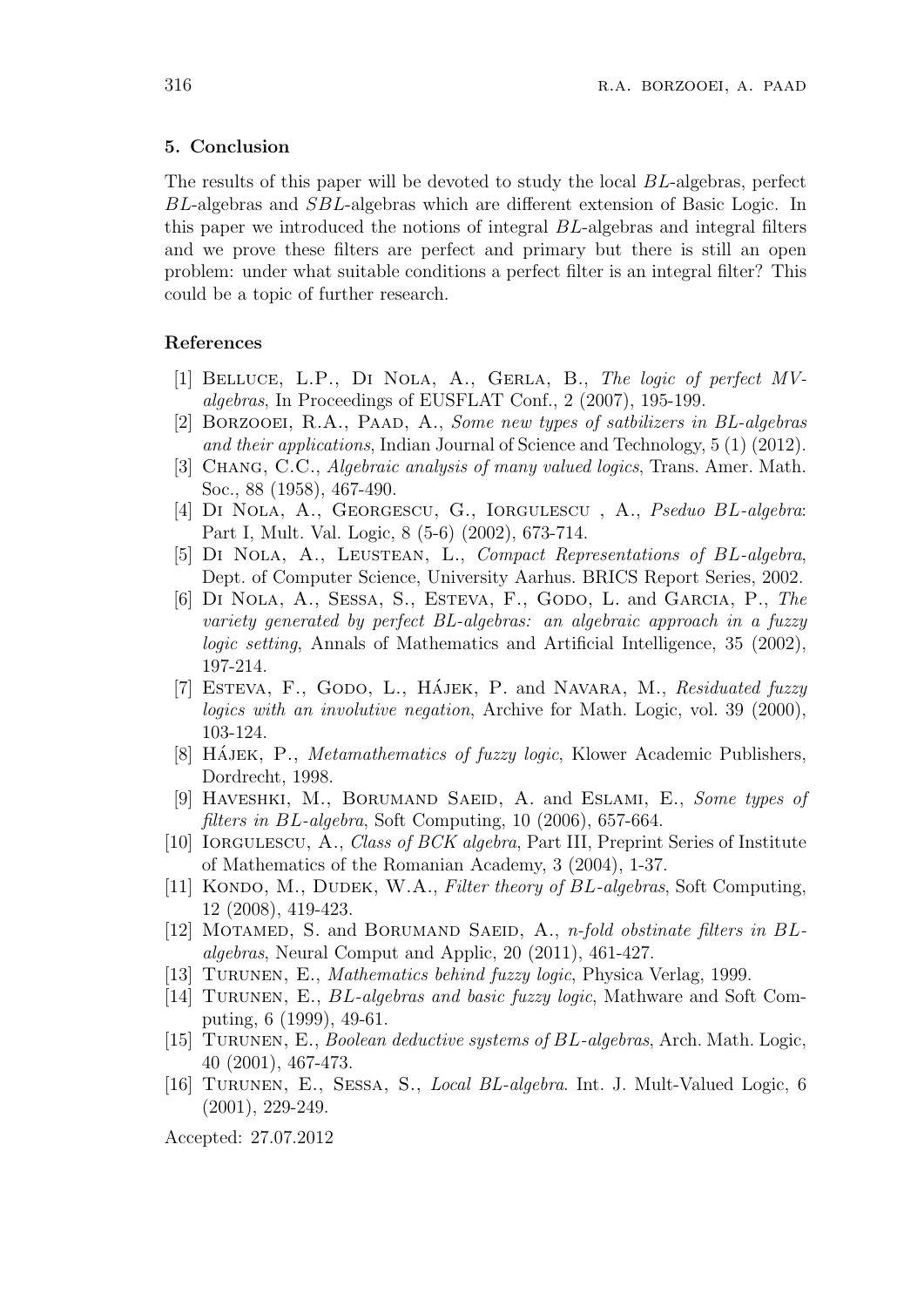## 5. Conclusion

The results of this paper will be devoted to study the local $BL$-algebras, perfect $BL$-algebras and $SBL$-algebras which are different extension of Basic Logic. In this paper we introduced the notions of integral $BL$-algebras and integral filters and we prove these filters are perfect and primary but there is still an open problem: under what suitable conditions a perfect filter is an integral filter? This could be a topic of further research.

## References

[1] Belluce, L.P., Di Nola, A., Gerla, B., *The logic of perfect MV-algebras*, In Proceedings of EUSFLAT Conf., 2 (2007), 195-199.

[2] Borzooei, R.A., Paad, A., *Some new types of satbilizers in BL-algebras and their applications*, Indian Journal of Science and Technology, 5 (1) (2012).

[3] Chang, C.C., *Algebraic analysis of many valued logics*, Trans. Amer. Math. Soc., 88 (1958), 467-490.

[4] Di Nola, A., Georgescu, G., Iorgulescu , A., *Pseduo BL-algebra*: Part I, Mult. Val. Logic, 8 (5-6) (2002), 673-714.

[5] Di Nola, A., Leustean, L., *Compact Representations of BL-algebra*, Dept. of Computer Science, University Aarhus. BRICS Report Series, 2002.

[6] Di Nola, A., Sessa, S., Esteva, F., Godo, L. and Garcia, P., *The variety generated by perfect BL-algebras: an algebraic approach in a fuzzy logic setting*, Annals of Mathematics and Artificial Intelligence, 35 (2002), 197-214.

[7] Esteva, F., Godo, L., Hájek, P. and Navara, M., *Residuated fuzzy logics with an involutive negation*, Archive for Math. Logic, vol. 39 (2000), 103-124.

[8] Hájek, P., *Metamathematics of fuzzy logic*, Klower Academic Publishers, Dordrecht, 1998.

[9] Haveshki, M., Borumand Saeid, A. and Eslami, E., *Some types of filters in BL-algebra*, Soft Computing, 10 (2006), 657-664.

[10] Iorgulescu, A., *Class of BCK algebra*, Part III, Preprint Series of Institute of Mathematics of the Romanian Academy, 3 (2004), 1-37.

[11] Kondo, M., Dudek, W.A., *Filter theory of BL-algebras*, Soft Computing, 12 (2008), 419-423.

[12] Motamed, S. and Borumand Saeid, A., *n-fold obstinate filters in BL-algebras*, Neural Comput and Applic, 20 (2011), 461-427.

[13] Turunen, E., *Mathematics behind fuzzy logic*, Physica Verlag, 1999.

[14] Turunen, E., *BL-algebras and basic fuzzy logic*, Mathware and Soft Computing, 6 (1999), 49-61.

[15] Turunen, E., *Boolean deductive systems of BL-algebras*, Arch. Math. Logic, 40 (2001), 467-473.

[16] Turunen, E., Sessa, S., *Local BL-algebra*. Int. J. Mult-Valued Logic, 6 (2001), 229-249.

Accepted: 27.07.2012